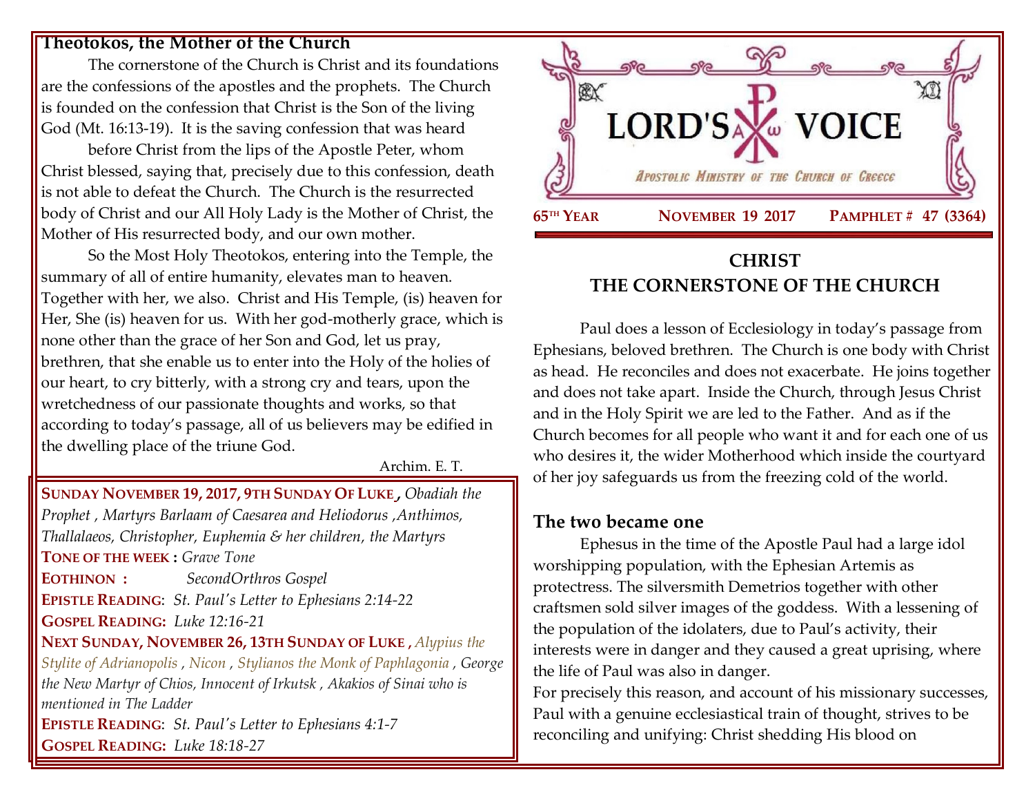**Theotokos, the Mother of the Church**

The cornerstone of the Church is Christ and its foundations are the confessions of the apostles and the prophets. The Church is founded on the confession that Christ is the Son of the living God (Mt. 16:13-19). It is the saving confession that was heard before Christ from the lips of the Apostle Peter, whom Christ blessed, saying that, precisely due to this confession, death is not able to defeat the Church. The Church is the resurrected body of Christ and our All Holy Lady is the Mother of Christ, the Mother of His resurrected body, and our own mother.

So the Most Holy Theotokos, entering into the Temple, the summary of all of entire humanity, elevates man to heaven. Together with her, we also. Christ and His Temple, (is) heaven for Her, She (is) heaven for us. With her god-motherly grace, which is none other than the grace of her Son and God, let us pray, brethren, that she enable us to enter into the Holy of the holies of our heart, to cry bitterly, with a strong cry and tears, upon the wretchedness of our passionate thoughts and works, so that according to today's passage, all of us believers may be edified in the dwelling place of the triune God.

Archim. E. T.

**SUNDAY NOVEMBER 19, 2017, 9TH SUNDAY OF LUKE ,** *Obadiah the Prophet , Martyrs Barlaam of Caesarea and Heliodorus ,Anthimos, Thallalaeos, Christopher, Euphemia & her children, the Martyrs*

**TONE OF THE WEEK :** *Grave Tone*

**EOTHINON :** *SecondOrthros Gospel*

**EPISTLE READING**: *St. Paul's Letter to Ephesians 2:14-22*

**GOSPEL READING:** *Luke 12:16-21*

**NEXT SUNDAY, NOVEMBER 26, 13TH SUNDAY OF LUKE ,** *Alypius the Stylite of Adrianopolis , Nicon , Stylianos the Monk of Paphlagonia , George the New Martyr of Chios, Innocent of Irkutsk , Akakios of Sinai who is mentioned in The Ladder*

**EPISTLE READING**: *St. Paul's Letter to Ephesians 4:1-7*

**GOSPEL READING:** *Luke 18:18-27*

# LORD'S VOICE

*Apostolic Ministry of the Church of Greece*

**65TH YEAR** — **NOVEMBER 19 2017** — **PAMPHLET # 47 (3364)**

## CHRIST THE CORNERSTONE OF THE CHURCH

Paul does a lesson of Ecclesiology in today's passage from Ephesians, beloved brethren. The Church is one body with Christ as head. He reconciles and does not exacerbate. He joins together and does not take apart. Inside the Church, through Jesus Christ and in the Holy Spirit we are led to the Father. And as if the Church becomes for all people who want it and for each one of us who desires it, the wider Motherhood which inside the courtyard of her joy safeguards us from the freezing cold of the world.

### The two became one

Ephesus in the time of the Apostle Paul had a large idol worshipping population, with the Ephesian Artemis as protectress. The silversmith Demetrios together with other craftsmen sold silver images of the goddess. With a lessening of the population of the idolaters, due to Paul's activity, their interests were in danger and they caused a great uprising, where the life of Paul was also in danger.

For precisely this reason, and account of his missionary successes, Paul with a genuine ecclesiastical train of thought, strives to be reconciling and unifying: Christ shedding His blood on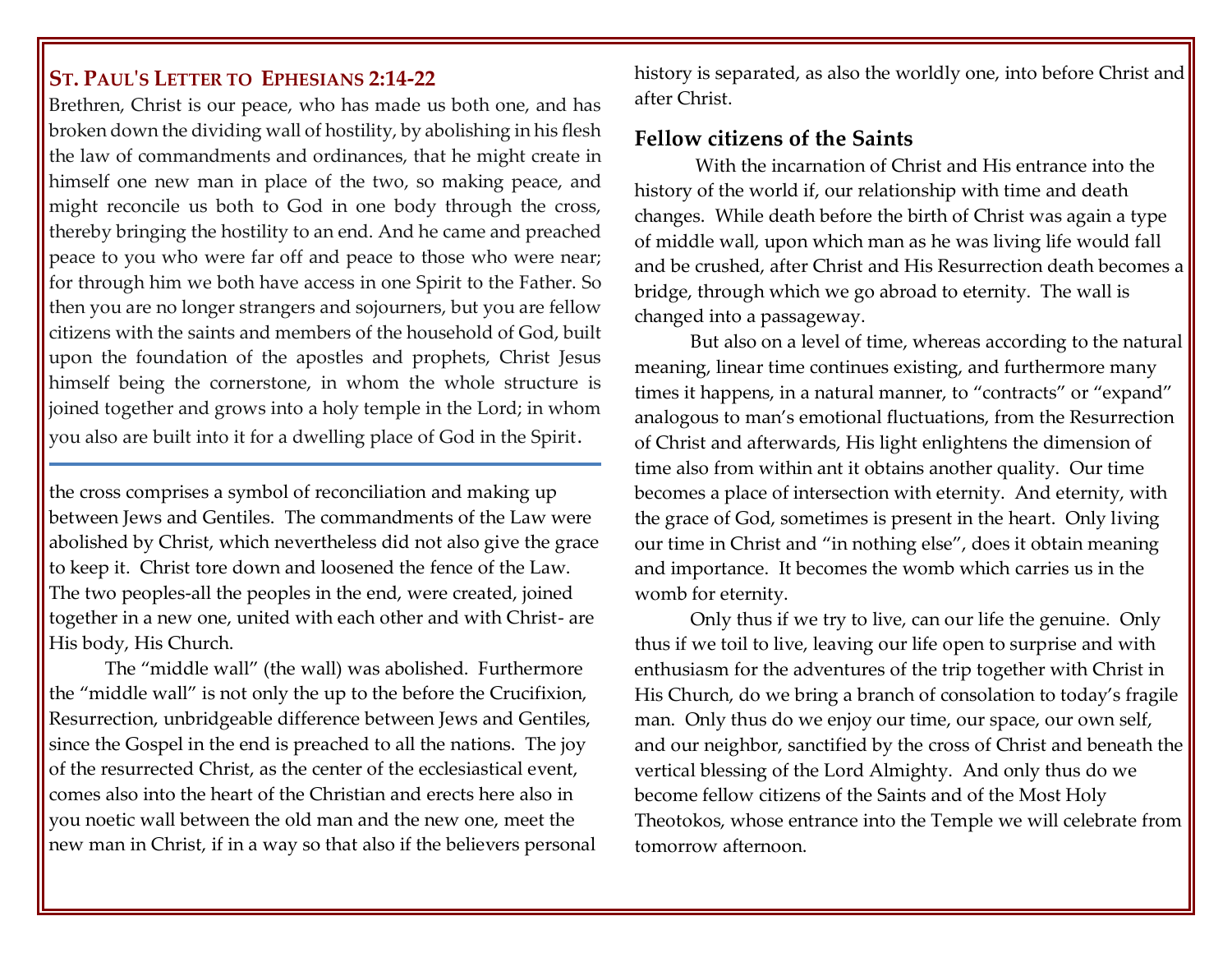## ST. PAUL'S LETTER TO EPHESIANS 2:14-22

Brethren, Christ is our peace, who has made us both one, and has broken down the dividing wall of hostility, by abolishing in his flesh the law of commandments and ordinances, that he might create in himself one new man in place of the two, so making peace, and might reconcile us both to God in one body through the cross, thereby bringing the hostility to an end. And he came and preached peace to you who were far off and peace to those who were near; for through him we both have access in one Spirit to the Father. So then you are no longer strangers and sojourners, but you are fellow citizens with the saints and members of the household of God, built upon the foundation of the apostles and prophets, Christ Jesus himself being the cornerstone, in whom the whole structure is joined together and grows into a holy temple in the Lord; in whom you also are built into it for a dwelling place of God in the Spirit.

---

the cross comprises a symbol of reconciliation and making up between Jews and Gentiles. The commandments of the Law were abolished by Christ, which nevertheless did not also give the grace to keep it. Christ tore down and loosened the fence of the Law. The two peoples-all the peoples in the end, were created, joined together in a new one, united with each other and with Christ- are His body, His Church.

The "middle wall" (the wall) was abolished. Furthermore the "middle wall" is not only the up to the before the Crucifixion, Resurrection, unbridgeable difference between Jews and Gentiles, since the Gospel in the end is preached to all the nations. The joy of the resurrected Christ, as the center of the ecclesiastical event, comes also into the heart of the Christian and erects here also in you noetic wall between the old man and the new one, meet the new man in Christ, if in a way so that also if the believers personal history is separated, as also the worldly one, into before Christ and after Christ.

### Fellow citizens of the Saints

With the incarnation of Christ and His entrance into the history of the world if, our relationship with time and death changes. While death before the birth of Christ was again a type of middle wall, upon which man as he was living life would fall and be crushed, after Christ and His Resurrection death becomes a bridge, through which we go abroad to eternity. The wall is changed into a passageway.

But also on a level of time, whereas according to the natural meaning, linear time continues existing, and furthermore many times it happens, in a natural manner, to "contracts" or "expand" analogous to man's emotional fluctuations, from the Resurrection of Christ and afterwards, His light enlightens the dimension of time also from within ant it obtains another quality. Our time becomes a place of intersection with eternity. And eternity, with the grace of God, sometimes is present in the heart. Only living our time in Christ and "in nothing else", does it obtain meaning and importance. It becomes the womb which carries us in the womb for eternity.

Only thus if we try to live, can our life the genuine. Only thus if we toil to live, leaving our life open to surprise and with enthusiasm for the adventures of the trip together with Christ in His Church, do we bring a branch of consolation to today's fragile man. Only thus do we enjoy our time, our space, our own self, and our neighbor, sanctified by the cross of Christ and beneath the vertical blessing of the Lord Almighty. And only thus do we become fellow citizens of the Saints and of the Most Holy Theotokos, whose entrance into the Temple we will celebrate from tomorrow afternoon.